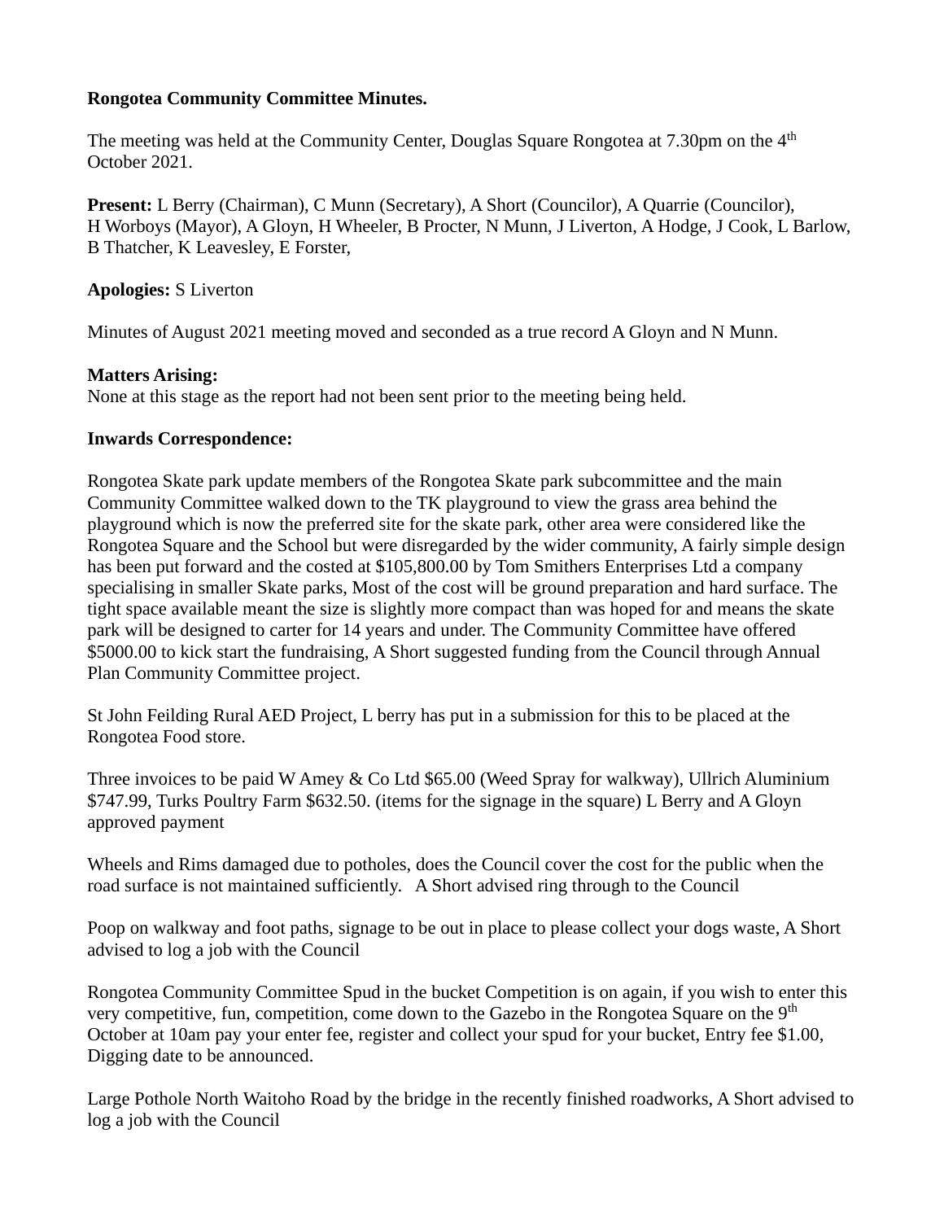**Rongotea Community Committee Minutes.**

The meeting was held at the Community Center, Douglas Square Rongotea at 7.30pm on the 4th October 2021.

**Present:** L Berry (Chairman), C Munn (Secretary), A Short (Councilor), A Quarrie (Councilor), H Worboys (Mayor), A Gloyn, H Wheeler, B Procter, N Munn, J Liverton, A Hodge, J Cook, L Barlow, B Thatcher, K Leavesley, E Forster,

**Apologies:** S Liverton

Minutes of August 2021 meeting moved and seconded as a true record A Gloyn and N Munn.

**Matters Arising:**
None at this stage as the report had not been sent prior to the meeting being held.

**Inwards Correspondence:**

Rongotea Skate park update members of the Rongotea Skate park subcommittee and the main Community Committee walked down to the TK playground to view the grass area behind the playground which is now the preferred site for the skate park, other area were considered like the Rongotea Square and the School but were disregarded by the wider community, A fairly simple design has been put forward and the costed at $105,800.00 by Tom Smithers Enterprises Ltd a company specialising in smaller Skate parks, Most of the cost will be ground preparation and hard surface. The tight space available meant the size is slightly more compact than was hoped for and means the skate park will be designed to carter for 14 years and under. The Community Committee have offered $5000.00 to kick start the fundraising, A Short suggested funding from the Council through Annual Plan Community Committee project.

St John Feilding Rural AED Project, L berry has put in a submission for this to be placed at the Rongotea Food store.

Three invoices to be paid W Amey & Co Ltd $65.00 (Weed Spray for walkway), Ullrich Aluminium $747.99, Turks Poultry Farm $632.50. (items for the signage in the square) L Berry and A Gloyn approved payment

Wheels and Rims damaged due to potholes, does the Council cover the cost for the public when the road surface is not maintained sufficiently. A Short advised ring through to the Council

Poop on walkway and foot paths, signage to be out in place to please collect your dogs waste, A Short advised to log a job with the Council

Rongotea Community Committee Spud in the bucket Competition is on again, if you wish to enter this very competitive, fun, competition, come down to the Gazebo in the Rongotea Square on the 9th October at 10am pay your enter fee, register and collect your spud for your bucket, Entry fee $1.00, Digging date to be announced.

Large Pothole North Waitoho Road by the bridge in the recently finished roadworks, A Short advised to log a job with the Council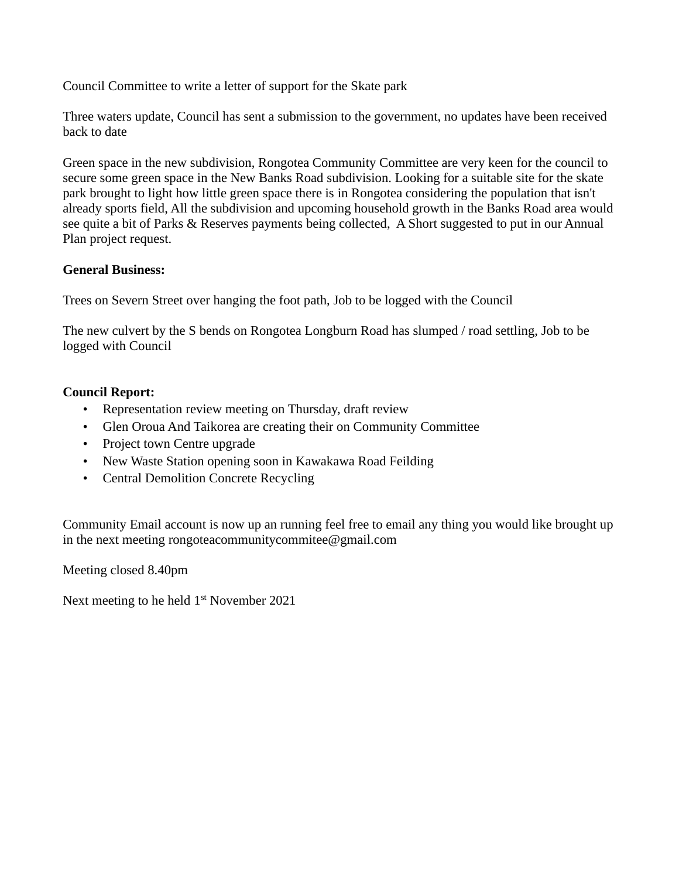Council Committee to write a letter of support for the Skate park

Three waters update, Council has sent a submission to the government, no updates have been received back to date

Green space in the new subdivision, Rongotea Community Committee are very keen for the council to secure some green space in the New Banks Road subdivision. Looking for a suitable site for the skate park brought to light how little green space there is in Rongotea considering the population that isn't already sports field, All the subdivision and upcoming household growth in the Banks Road area would see quite a bit of Parks & Reserves payments being collected, A Short suggested to put in our Annual Plan project request.

**General Business:**

Trees on Severn Street over hanging the foot path, Job to be logged with the Council

The new culvert by the S bends on Rongotea Longburn Road has slumped / road settling, Job to be logged with Council

**Council Report:**

- Representation review meeting on Thursday, draft review
- Glen Oroua And Taikorea are creating their on Community Committee
- Project town Centre upgrade
- New Waste Station opening soon in Kawakawa Road Feilding
- Central Demolition Concrete Recycling

Community Email account is now up an running feel free to email any thing you would like brought up in the next meeting rongoteacommunitycommitee@gmail.com

Meeting closed 8.40pm

Next meeting to he held 1st November 2021